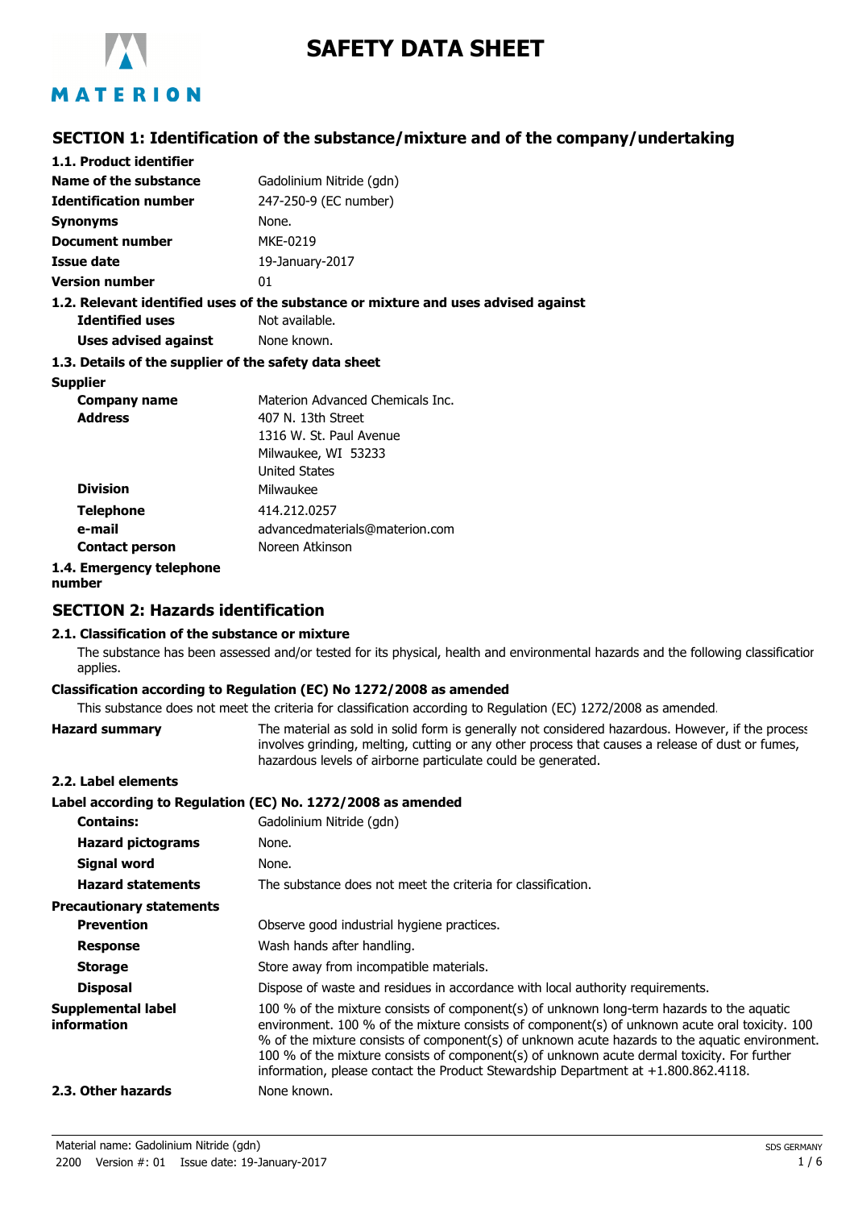# SAFETY DATA SHEET

## SECTION 1: Identification of the substance/mixture and of the company/undertaking

### 1.1. Product identifier

| | |
|---|---|
| **Name of the substance** | Gadolinium Nitride (gdn) |
| **Identification number** | 247-250-9 (EC number) |
| **Synonyms** | None. |
| **Document number** | MKE-0219 |
| **Issue date** | 19-January-2017 |
| **Version number** | 01 |

### 1.2. Relevant identified uses of the substance or mixture and uses advised against

| | |
|---|---|
| **Identified uses** | Not available. |
| **Uses advised against** | None known. |

### 1.3. Details of the supplier of the safety data sheet

**Supplier**

| | |
|---|---|
| **Company name** | Materion Advanced Chemicals Inc. |
| **Address** | 407 N. 13th Street<br>1316 W. St. Paul Avenue<br>Milwaukee, WI 53233<br>United States |
| **Division** | Milwaukee |
| **Telephone** | 414.212.0257 |
| **e-mail** | advancedmaterials@materion.com |
| **Contact person** | Noreen Atkinson |

### 1.4. Emergency telephone number

## SECTION 2: Hazards identification

### 2.1. Classification of the substance or mixture

The substance has been assessed and/or tested for its physical, health and environmental hazards and the following classification applies.

**Classification according to Regulation (EC) No 1272/2008 as amended**

This substance does not meet the criteria for classification according to Regulation (EC) 1272/2008 as amended.

**Hazard summary** The material as sold in solid form is generally not considered hazardous. However, if the process involves grinding, melting, cutting or any other process that causes a release of dust or fumes, hazardous levels of airborne particulate could be generated.

### 2.2. Label elements

**Label according to Regulation (EC) No. 1272/2008 as amended**

| | |
|---|---|
| **Contains:** | Gadolinium Nitride (gdn) |
| **Hazard pictograms** | None. |
| **Signal word** | None. |
| **Hazard statements** | The substance does not meet the criteria for classification. |

**Precautionary statements**

| | |
|---|---|
| **Prevention** | Observe good industrial hygiene practices. |
| **Response** | Wash hands after handling. |
| **Storage** | Store away from incompatible materials. |
| **Disposal** | Dispose of waste and residues in accordance with local authority requirements. |

**Supplemental label information** 100 % of the mixture consists of component(s) of unknown long-term hazards to the aquatic environment. 100 % of the mixture consists of component(s) of unknown acute oral toxicity. 100 % of the mixture consists of component(s) of unknown acute hazards to the aquatic environment. 100 % of the mixture consists of component(s) of unknown acute dermal toxicity. For further information, please contact the Product Stewardship Department at +1.800.862.4118.

### 2.3. Other hazards

None known.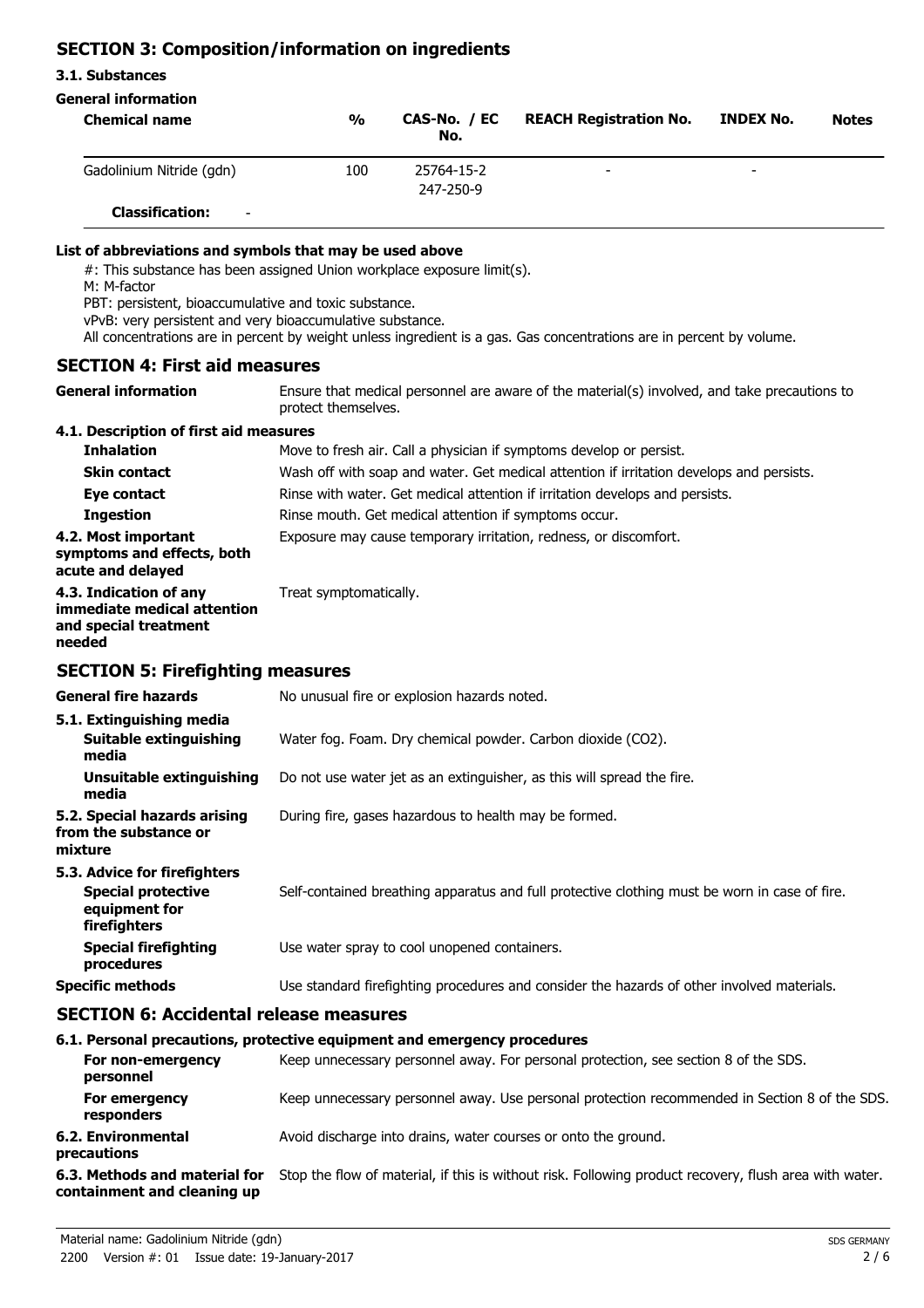## SECTION 3: Composition/information on ingredients

### 3.1. Substances

**General information**

| Chemical name | % | CAS-No. / EC No. | REACH Registration No. | INDEX No. | Notes |
|---|---|---|---|---|---|
| Gadolinium Nitride (gdn) | 100 | 25764-15-2<br>247-250-9 | - | - | |
| **Classification:** - | | | | | |

**List of abbreviations and symbols that may be used above**

#: This substance has been assigned Union workplace exposure limit(s).
M: M-factor
PBT: persistent, bioaccumulative and toxic substance.
vPvB: very persistent and very bioaccumulative substance.
All concentrations are in percent by weight unless ingredient is a gas. Gas concentrations are in percent by volume.

## SECTION 4: First aid measures

**General information** Ensure that medical personnel are aware of the material(s) involved, and take precautions to protect themselves.

### 4.1. Description of first aid measures

**Inhalation** Move to fresh air. Call a physician if symptoms develop or persist.

**Skin contact** Wash off with soap and water. Get medical attention if irritation develops and persists.

**Eye contact** Rinse with water. Get medical attention if irritation develops and persists.

**Ingestion** Rinse mouth. Get medical attention if symptoms occur.

**4.2. Most important symptoms and effects, both acute and delayed** Exposure may cause temporary irritation, redness, or discomfort.

**4.3. Indication of any immediate medical attention and special treatment needed** Treat symptomatically.

## SECTION 5: Firefighting measures

**General fire hazards** No unusual fire or explosion hazards noted.

### 5.1. Extinguishing media

**Suitable extinguishing media** Water fog. Foam. Dry chemical powder. Carbon dioxide ($CO_2$).

**Unsuitable extinguishing media** Do not use water jet as an extinguisher, as this will spread the fire.

**5.2. Special hazards arising from the substance or mixture** During fire, gases hazardous to health may be formed.

### 5.3. Advice for firefighters

**Special protective equipment for firefighters** Self-contained breathing apparatus and full protective clothing must be worn in case of fire.

**Special firefighting procedures** Use water spray to cool unopened containers.

**Specific methods** Use standard firefighting procedures and consider the hazards of other involved materials.

## SECTION 6: Accidental release measures

### 6.1. Personal precautions, protective equipment and emergency procedures

**For non-emergency personnel** Keep unnecessary personnel away. For personal protection, see section 8 of the SDS.

**For emergency responders** Keep unnecessary personnel away. Use personal protection recommended in Section 8 of the SDS.

**6.2. Environmental precautions** Avoid discharge into drains, water courses or onto the ground.

**6.3. Methods and material for containment and cleaning up** Stop the flow of material, if this is without risk. Following product recovery, flush area with water.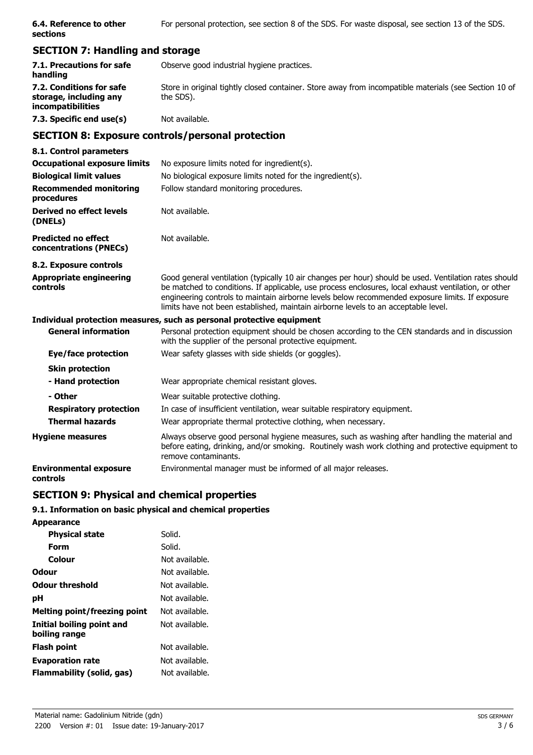| | |
|---|---|
| **6.4. Reference to other sections** | For personal protection, see section 8 of the SDS. For waste disposal, see section 13 of the SDS. |

## SECTION 7: Handling and storage

| | |
|---|---|
| **7.1. Precautions for safe handling** | Observe good industrial hygiene practices. |
| **7.2. Conditions for safe storage, including any incompatibilities** | Store in original tightly closed container. Store away from incompatible materials (see Section 10 of the SDS). |
| **7.3. Specific end use(s)** | Not available. |

## SECTION 8: Exposure controls/personal protection

**8.1. Control parameters**

| | |
|---|---|
| **Occupational exposure limits** | No exposure limits noted for ingredient(s). |
| **Biological limit values** | No biological exposure limits noted for the ingredient(s). |
| **Recommended monitoring procedures** | Follow standard monitoring procedures. |
| **Derived no effect levels (DNELs)** | Not available. |
| **Predicted no effect concentrations (PNECs)** | Not available. |

**8.2. Exposure controls**

| | |
|---|---|
| **Appropriate engineering controls** | Good general ventilation (typically 10 air changes per hour) should be used. Ventilation rates should be matched to conditions. If applicable, use process enclosures, local exhaust ventilation, or other engineering controls to maintain airborne levels below recommended exposure limits. If exposure limits have not been established, maintain airborne levels to an acceptable level. |

**Individual protection measures, such as personal protective equipment**

| | |
|---|---|
| **General information** | Personal protection equipment should be chosen according to the CEN standards and in discussion with the supplier of the personal protective equipment. |
| **Eye/face protection** | Wear safety glasses with side shields (or goggles). |
| **Skin protection** | |
| **- Hand protection** | Wear appropriate chemical resistant gloves. |
| **- Other** | Wear suitable protective clothing. |
| **Respiratory protection** | In case of insufficient ventilation, wear suitable respiratory equipment. |
| **Thermal hazards** | Wear appropriate thermal protective clothing, when necessary. |
| **Hygiene measures** | Always observe good personal hygiene measures, such as washing after handling the material and before eating, drinking, and/or smoking. Routinely wash work clothing and protective equipment to remove contaminants. |
| **Environmental exposure controls** | Environmental manager must be informed of all major releases. |

## SECTION 9: Physical and chemical properties

**9.1. Information on basic physical and chemical properties**

| | |
|---|---|
| **Appearance** | |
| **Physical state** | Solid. |
| **Form** | Solid. |
| **Colour** | Not available. |
| **Odour** | Not available. |
| **Odour threshold** | Not available. |
| **pH** | Not available. |
| **Melting point/freezing point** | Not available. |
| **Initial boiling point and boiling range** | Not available. |
| **Flash point** | Not available. |
| **Evaporation rate** | Not available. |
| **Flammability (solid, gas)** | Not available. |

Material name: Gadolinium Nitride (gdn)
2200 Version #: 01 Issue date: 19-January-2017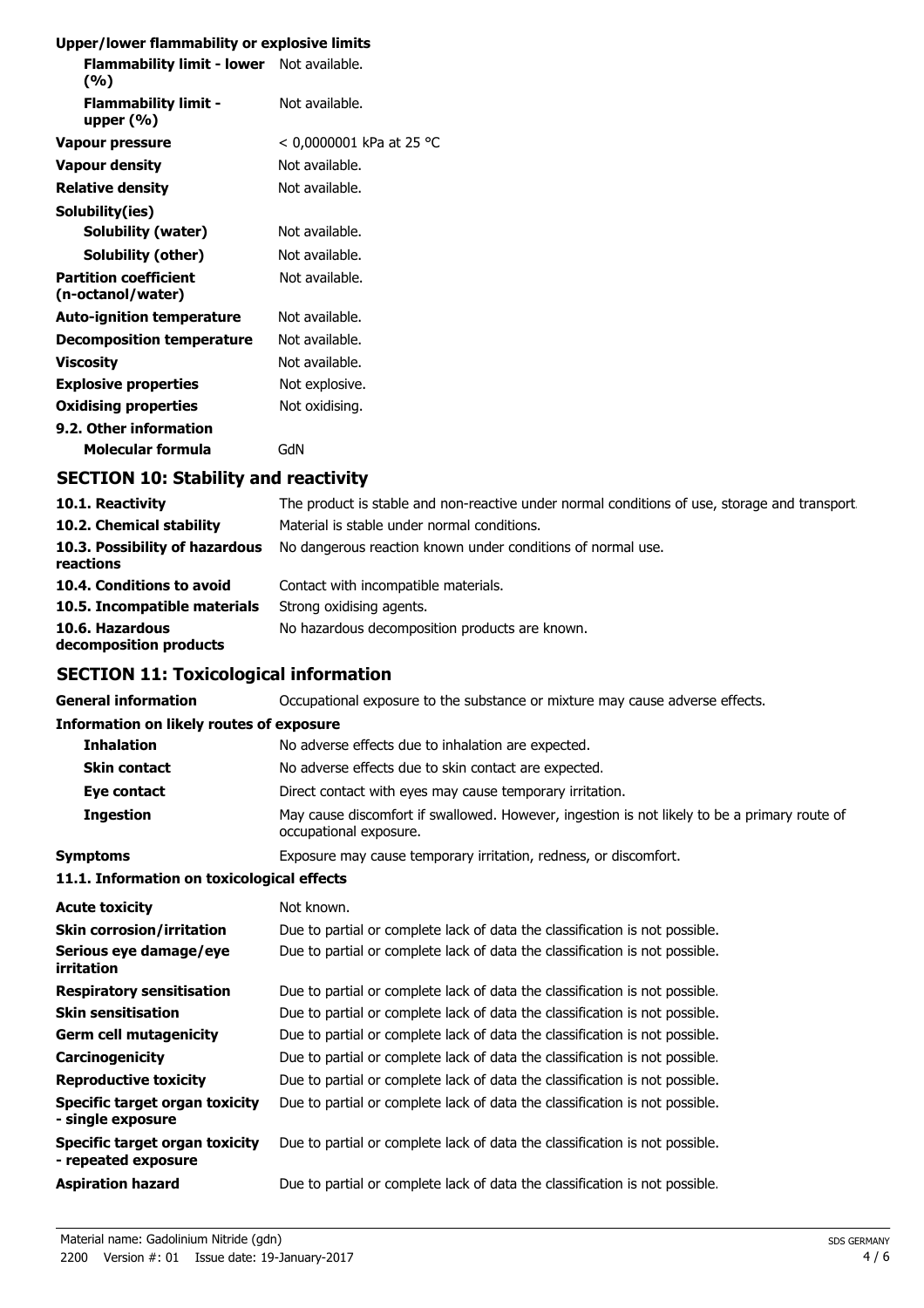**Upper/lower flammability or explosive limits**

| | |
|---|---|
| **Flammability limit - lower (%)** | Not available. |
| **Flammability limit - upper (%)** | Not available. |
| **Vapour pressure** | < 0,0000001 kPa at 25 °C |
| **Vapour density** | Not available. |
| **Relative density** | Not available. |
| **Solubility(ies)** | |
| **Solubility (water)** | Not available. |
| **Solubility (other)** | Not available. |
| **Partition coefficient (n-octanol/water)** | Not available. |
| **Auto-ignition temperature** | Not available. |
| **Decomposition temperature** | Not available. |
| **Viscosity** | Not available. |
| **Explosive properties** | Not explosive. |
| **Oxidising properties** | Not oxidising. |
| **9.2. Other information** | |
| **Molecular formula** | GdN |

## SECTION 10: Stability and reactivity

| | |
|---|---|
| **10.1. Reactivity** | The product is stable and non-reactive under normal conditions of use, storage and transport. |
| **10.2. Chemical stability** | Material is stable under normal conditions. |
| **10.3. Possibility of hazardous reactions** | No dangerous reaction known under conditions of normal use. |
| **10.4. Conditions to avoid** | Contact with incompatible materials. |
| **10.5. Incompatible materials** | Strong oxidising agents. |
| **10.6. Hazardous decomposition products** | No hazardous decomposition products are known. |

## SECTION 11: Toxicological information

| | |
|---|---|
| **General information** | Occupational exposure to the substance or mixture may cause adverse effects. |
| **Information on likely routes of exposure** | |
| **Inhalation** | No adverse effects due to inhalation are expected. |
| **Skin contact** | No adverse effects due to skin contact are expected. |
| **Eye contact** | Direct contact with eyes may cause temporary irritation. |
| **Ingestion** | May cause discomfort if swallowed. However, ingestion is not likely to be a primary route of occupational exposure. |
| **Symptoms** | Exposure may cause temporary irritation, redness, or discomfort. |

**11.1. Information on toxicological effects**

| | |
|---|---|
| **Acute toxicity** | Not known. |
| **Skin corrosion/irritation** | Due to partial or complete lack of data the classification is not possible. |
| **Serious eye damage/eye irritation** | Due to partial or complete lack of data the classification is not possible. |
| **Respiratory sensitisation** | Due to partial or complete lack of data the classification is not possible. |
| **Skin sensitisation** | Due to partial or complete lack of data the classification is not possible. |
| **Germ cell mutagenicity** | Due to partial or complete lack of data the classification is not possible. |
| **Carcinogenicity** | Due to partial or complete lack of data the classification is not possible. |
| **Reproductive toxicity** | Due to partial or complete lack of data the classification is not possible. |
| **Specific target organ toxicity - single exposure** | Due to partial or complete lack of data the classification is not possible. |
| **Specific target organ toxicity - repeated exposure** | Due to partial or complete lack of data the classification is not possible. |
| **Aspiration hazard** | Due to partial or complete lack of data the classification is not possible. |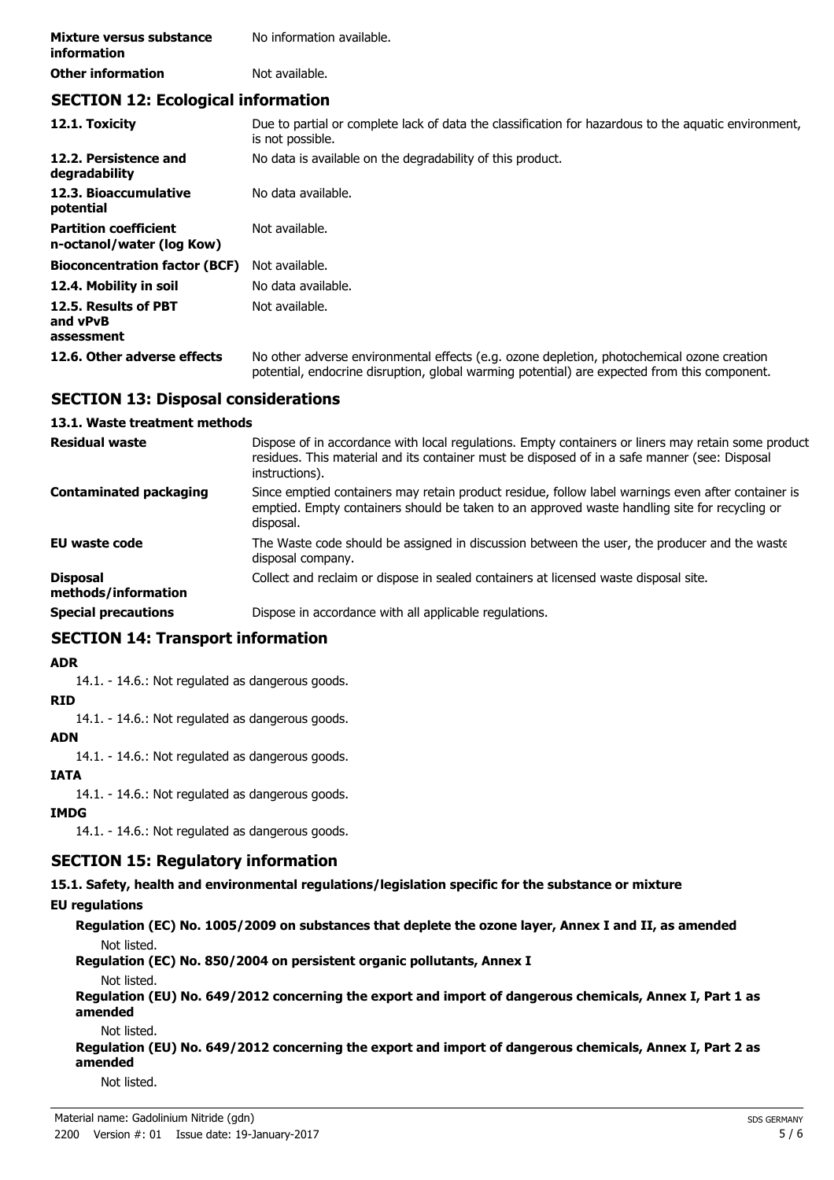| | |
|---|---|
| **Mixture versus substance information** | No information available. |
| **Other information** | Not available. |

## SECTION 12: Ecological information

| | |
|---|---|
| **12.1. Toxicity** | Due to partial or complete lack of data the classification for hazardous to the aquatic environment, is not possible. |
| **12.2. Persistence and degradability** | No data is available on the degradability of this product. |
| **12.3. Bioaccumulative potential** | No data available. |
| **Partition coefficient n-octanol/water (log Kow)** | Not available. |
| **Bioconcentration factor (BCF)** | Not available. |
| **12.4. Mobility in soil** | No data available. |
| **12.5. Results of PBT and vPvB assessment** | Not available. |
| **12.6. Other adverse effects** | No other adverse environmental effects (e.g. ozone depletion, photochemical ozone creation potential, endocrine disruption, global warming potential) are expected from this component. |

## SECTION 13: Disposal considerations

### 13.1. Waste treatment methods

| | |
|---|---|
| **Residual waste** | Dispose of in accordance with local regulations. Empty containers or liners may retain some product residues. This material and its container must be disposed of in a safe manner (see: Disposal instructions). |
| **Contaminated packaging** | Since emptied containers may retain product residue, follow label warnings even after container is emptied. Empty containers should be taken to an approved waste handling site for recycling or disposal. |
| **EU waste code** | The Waste code should be assigned in discussion between the user, the producer and the waste disposal company. |
| **Disposal methods/information** | Collect and reclaim or dispose in sealed containers at licensed waste disposal site. |
| **Special precautions** | Dispose in accordance with all applicable regulations. |

## SECTION 14: Transport information

**ADR**

14.1. - 14.6.: Not regulated as dangerous goods.

**RID**

14.1. - 14.6.: Not regulated as dangerous goods.

**ADN**

14.1. - 14.6.: Not regulated as dangerous goods.

**IATA**

14.1. - 14.6.: Not regulated as dangerous goods.

**IMDG**

14.1. - 14.6.: Not regulated as dangerous goods.

## SECTION 15: Regulatory information

### 15.1. Safety, health and environmental regulations/legislation specific for the substance or mixture

**EU regulations**

**Regulation (EC) No. 1005/2009 on substances that deplete the ozone layer, Annex I and II, as amended**

Not listed.

**Regulation (EC) No. 850/2004 on persistent organic pollutants, Annex I**

Not listed.

**Regulation (EU) No. 649/2012 concerning the export and import of dangerous chemicals, Annex I, Part 1 as amended**

Not listed.

**Regulation (EU) No. 649/2012 concerning the export and import of dangerous chemicals, Annex I, Part 2 as amended**

Not listed.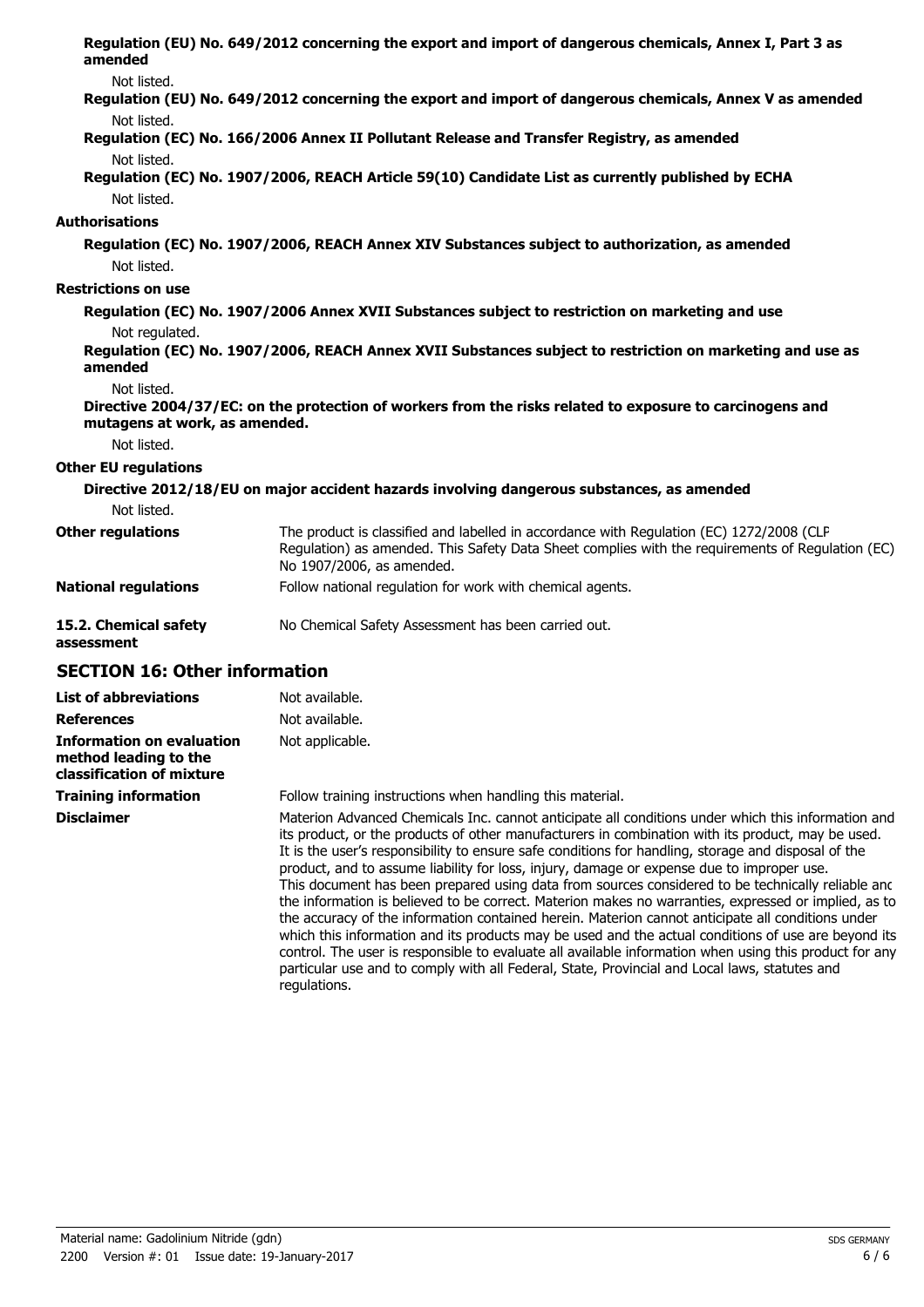**Regulation (EU) No. 649/2012 concerning the export and import of dangerous chemicals, Annex I, Part 3 as amended**

Not listed.

**Regulation (EU) No. 649/2012 concerning the export and import of dangerous chemicals, Annex V as amended**

Not listed.

**Regulation (EC) No. 166/2006 Annex II Pollutant Release and Transfer Registry, as amended**

Not listed.

**Regulation (EC) No. 1907/2006, REACH Article 59(10) Candidate List as currently published by ECHA**

Not listed.

**Authorisations**

**Regulation (EC) No. 1907/2006, REACH Annex XIV Substances subject to authorization, as amended**

Not listed.

**Restrictions on use**

**Regulation (EC) No. 1907/2006 Annex XVII Substances subject to restriction on marketing and use**

Not regulated.

**Regulation (EC) No. 1907/2006, REACH Annex XVII Substances subject to restriction on marketing and use as amended**

Not listed.

**Directive 2004/37/EC: on the protection of workers from the risks related to exposure to carcinogens and mutagens at work, as amended.**

Not listed.

**Other EU regulations**

**Directive 2012/18/EU on major accident hazards involving dangerous substances, as amended**

Not listed.

**Other regulations**
The product is classified and labelled in accordance with Regulation (EC) 1272/2008 (CLP Regulation) as amended. This Safety Data Sheet complies with the requirements of Regulation (EC) No 1907/2006, as amended.

**National regulations**
Follow national regulation for work with chemical agents.

**15.2. Chemical safety assessment**
No Chemical Safety Assessment has been carried out.

## SECTION 16: Other information

**List of abbreviations**
Not available.

**References**
Not available.

**Information on evaluation method leading to the classification of mixture**
Not applicable.

**Training information**
Follow training instructions when handling this material.

**Disclaimer**
Materion Advanced Chemicals Inc. cannot anticipate all conditions under which this information and its product, or the products of other manufacturers in combination with its product, may be used. It is the user's responsibility to ensure safe conditions for handling, storage and disposal of the product, and to assume liability for loss, injury, damage or expense due to improper use. This document has been prepared using data from sources considered to be technically reliable and the information is believed to be correct. Materion makes no warranties, expressed or implied, as to the accuracy of the information contained herein. Materion cannot anticipate all conditions under which this information and its products may be used and the actual conditions of use are beyond its control. The user is responsible to evaluate all available information when using this product for any particular use and to comply with all Federal, State, Provincial and Local laws, statutes and regulations.

Material name: Gadolinium Nitride (gdn)
2200 Version #: 01 Issue date: 19-January-2017